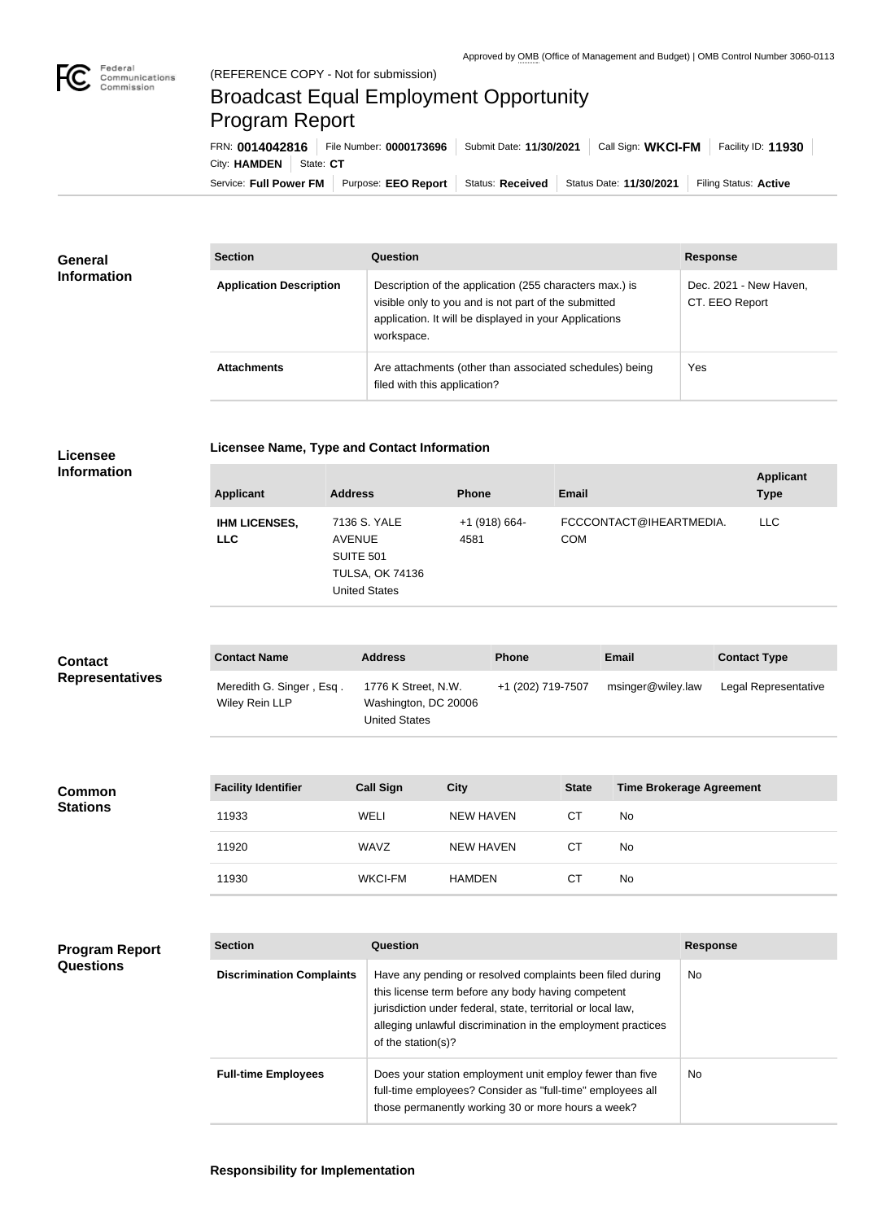Approved by OMB (Office of Management and Budget) | OMB Control Number 3060-0113

Federal Communications Commission

(REFERENCE COPY - Not for submission)

# Broadcast Equal Employment Opportunity Program Report

FRN: **0014042816** | File Number: **0000173696** | Submit Date: **11/30/2021** | Call Sign: **WKCI-FM** | Facility ID: **11930** | City: **HAMDEN** | State: **CT**

Service: **Full Power FM** | Purpose: **EEO Report** | Status: **Received** | Status Date: **11/30/2021** | Filing Status: **Active**

## General Information

| Section | Question | Response |
| --- | --- | --- |
| **Application Description** | Description of the application (255 characters max.) is visible only to you and is not part of the submitted application. It will be displayed in your Applications workspace. | Dec. 2021 - New Haven, CT. EEO Report |
| **Attachments** | Are attachments (other than associated schedules) being filed with this application? | Yes |

## Licensee Information

### Licensee Name, Type and Contact Information

| Applicant | Address | Phone | Email | Applicant Type |
| --- | --- | --- | --- | --- |
| **IHM LICENSES, LLC** | 7136 S. YALE AVENUE SUITE 501 TULSA, OK 74136 United States | +1 (918) 664-4581 | FCCCONTACT@IHEARTMEDIA.COM | LLC |

## Contact Representatives

| Contact Name | Address | Phone | Email | Contact Type |
| --- | --- | --- | --- | --- |
| Meredith G. Singer , Esq . Wiley Rein LLP | 1776 K Street, N.W. Washington, DC 20006 United States | +1 (202) 719-7507 | msinger@wiley.law | Legal Representative |

## Common Stations

| Facility Identifier | Call Sign | City | State | Time Brokerage Agreement |
| --- | --- | --- | --- | --- |
| 11933 | WELI | NEW HAVEN | CT | No |
| 11920 | WAVZ | NEW HAVEN | CT | No |
| 11930 | WKCI-FM | HAMDEN | CT | No |

## Program Report Questions

| Section | Question | Response |
| --- | --- | --- |
| **Discrimination Complaints** | Have any pending or resolved complaints been filed during this license term before any body having competent jurisdiction under federal, state, territorial or local law, alleging unlawful discrimination in the employment practices of the station(s)? | No |
| **Full-time Employees** | Does your station employment unit employ fewer than five full-time employees? Consider as "full-time" employees all those permanently working 30 or more hours a week? | No |

### Responsibility for Implementation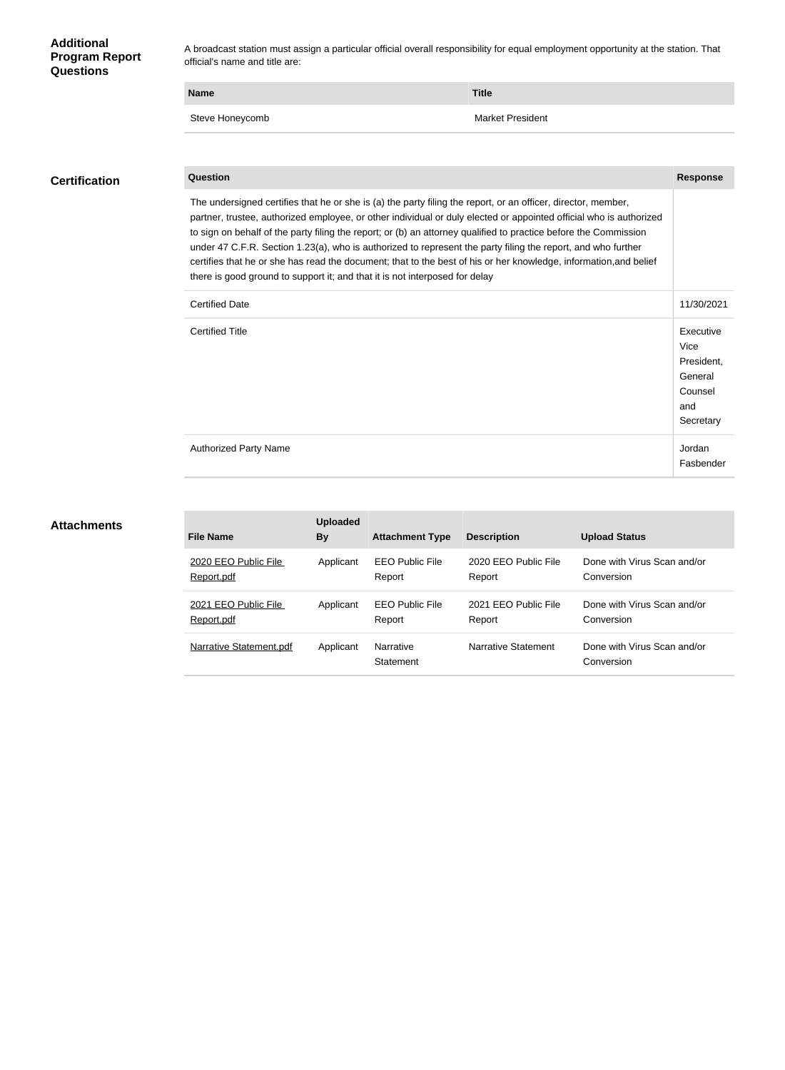## Additional Program Report Questions

A broadcast station must assign a particular official overall responsibility for equal employment opportunity at the station. That official's name and title are:

| Name | Title |
| --- | --- |
| Steve Honeycomb | Market President |

## Certification

| Question | Response |
| --- | --- |
| The undersigned certifies that he or she is (a) the party filing the report, or an officer, director, member, partner, trustee, authorized employee, or other individual or duly elected or appointed official who is authorized to sign on behalf of the party filing the report; or (b) an attorney qualified to practice before the Commission under 47 C.F.R. Section 1.23(a), who is authorized to represent the party filing the report, and who further certifies that he or she has read the document; that to the best of his or her knowledge, information,and belief there is good ground to support it; and that it is not interposed for delay | |
| Certified Date | 11/30/2021 |
| Certified Title | Executive Vice President, General Counsel and Secretary |
| Authorized Party Name | Jordan Fasbender |

## Attachments

| File Name | Uploaded By | Attachment Type | Description | Upload Status |
| --- | --- | --- | --- | --- |
| 2020 EEO Public File Report.pdf | Applicant | EEO Public File Report | 2020 EEO Public File Report | Done with Virus Scan and/or Conversion |
| 2021 EEO Public File Report.pdf | Applicant | EEO Public File Report | 2021 EEO Public File Report | Done with Virus Scan and/or Conversion |
| Narrative Statement.pdf | Applicant | Narrative Statement | Narrative Statement | Done with Virus Scan and/or Conversion |